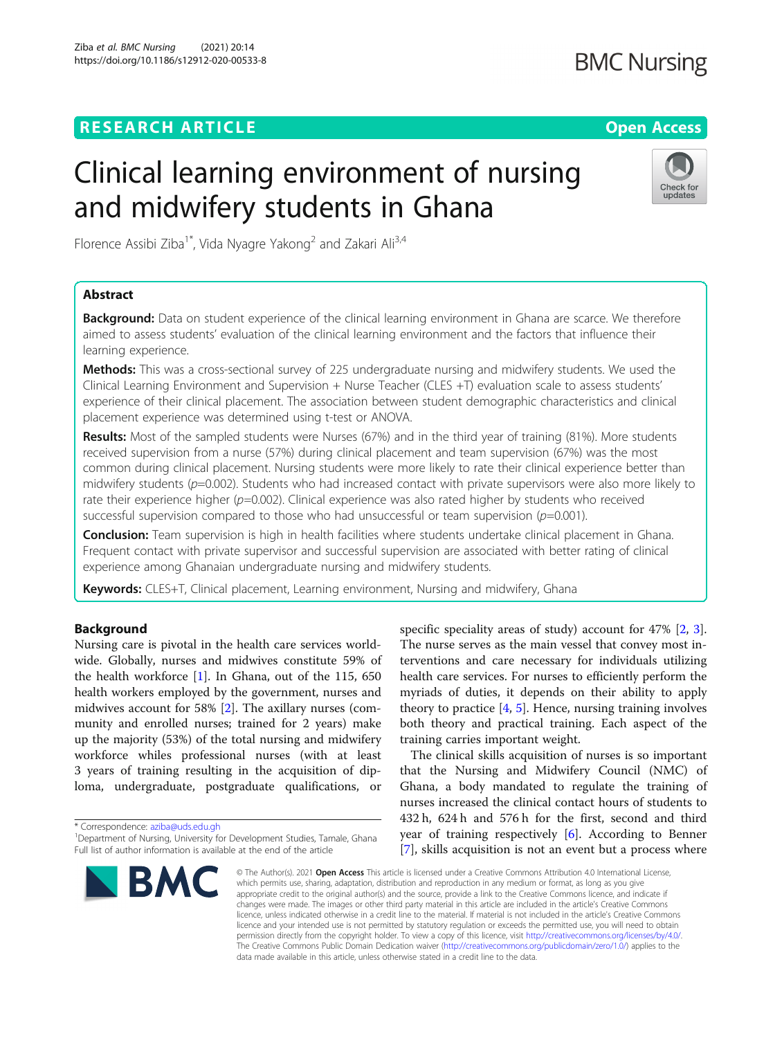RESEARCH ARTICLE

Open Access

# Clinical learning environment of nursing and midwifery students in Ghana

Florence Assibi Ziba[1*], Vida Nyagre Yakong[2] and Zakari Ali[3,4]

## Abstract

**Background:** Data on student experience of the clinical learning environment in Ghana are scarce. We therefore aimed to assess students' evaluation of the clinical learning environment and the factors that influence their learning experience.

**Methods:** This was a cross-sectional survey of 225 undergraduate nursing and midwifery students. We used the Clinical Learning Environment and Supervision + Nurse Teacher (CLES +T) evaluation scale to assess students' experience of their clinical placement. The association between student demographic characteristics and clinical placement experience was determined using t-test or ANOVA.

**Results:** Most of the sampled students were Nurses (67%) and in the third year of training (81%). More students received supervision from a nurse (57%) during clinical placement and team supervision (67%) was the most common during clinical placement. Nursing students were more likely to rate their clinical experience better than midwifery students (*p*=0.002). Students who had increased contact with private supervisors were also more likely to rate their experience higher (*p*=0.002). Clinical experience was also rated higher by students who received successful supervision compared to those who had unsuccessful or team supervision (*p*=0.001).

**Conclusion:** Team supervision is high in health facilities where students undertake clinical placement in Ghana. Frequent contact with private supervisor and successful supervision are associated with better rating of clinical experience among Ghanaian undergraduate nursing and midwifery students.

**Keywords:** CLES+T, Clinical placement, Learning environment, Nursing and midwifery, Ghana

## Background

Nursing care is pivotal in the health care services worldwide. Globally, nurses and midwives constitute 59% of the health workforce [1]. In Ghana, out of the 115, 650 health workers employed by the government, nurses and midwives account for 58% [2]. The axillary nurses (community and enrolled nurses; trained for 2 years) make up the majority (53%) of the total nursing and midwifery workforce whiles professional nurses (with at least 3 years of training resulting in the acquisition of diploma, undergraduate, postgraduate qualifications, or specific speciality areas of study) account for 47% [2, 3]. The nurse serves as the main vessel that convey most interventions and care necessary for individuals utilizing health care services. For nurses to efficiently perform the myriads of duties, it depends on their ability to apply theory to practice [4, 5]. Hence, nursing training involves both theory and practical training. Each aspect of the training carries important weight.

The clinical skills acquisition of nurses is so important that the Nursing and Midwifery Council (NMC) of Ghana, a body mandated to regulate the training of nurses increased the clinical contact hours of students to 432 h, 624 h and 576 h for the first, second and third year of training respectively [6]. According to Benner [7], skills acquisition is not an event but a process where

\* Correspondence: aziba@uds.edu.gh
[1]Department of Nursing, University for Development Studies, Tamale, Ghana
Full list of author information is available at the end of the article

© The Author(s). 2021 **Open Access** This article is licensed under a Creative Commons Attribution 4.0 International License, which permits use, sharing, adaptation, distribution and reproduction in any medium or format, as long as you give appropriate credit to the original author(s) and the source, provide a link to the Creative Commons licence, and indicate if changes were made. The images or other third party material in this article are included in the article's Creative Commons licence, unless indicated otherwise in a credit line to the material. If material is not included in the article's Creative Commons licence and your intended use is not permitted by statutory regulation or exceeds the permitted use, you will need to obtain permission directly from the copyright holder. To view a copy of this licence, visit http://creativecommons.org/licenses/by/4.0/. The Creative Commons Public Domain Dedication waiver (http://creativecommons.org/publicdomain/zero/1.0/) applies to the data made available in this article, unless otherwise stated in a credit line to the data.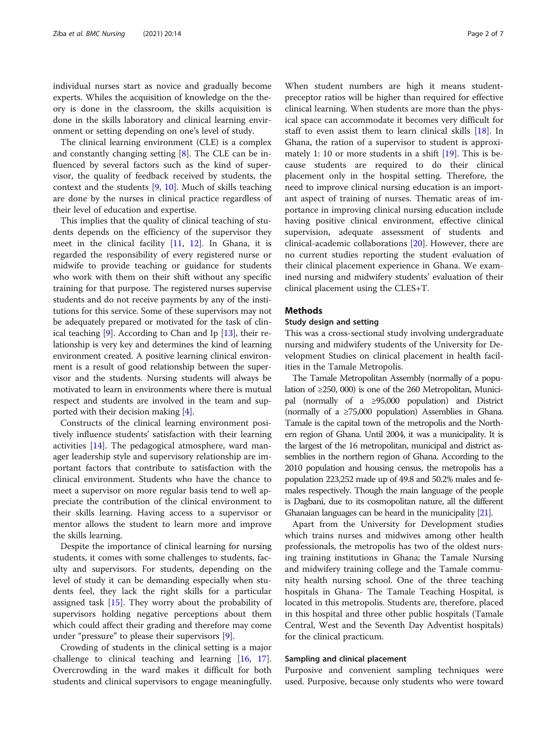individual nurses start as novice and gradually become experts. Whiles the acquisition of knowledge on the theory is done in the classroom, the skills acquisition is done in the skills laboratory and clinical learning environment or setting depending on one's level of study.

The clinical learning environment (CLE) is a complex and constantly changing setting [8]. The CLE can be influenced by several factors such as the kind of supervisor, the quality of feedback received by students, the context and the students [9, 10]. Much of skills teaching are done by the nurses in clinical practice regardless of their level of education and expertise.

This implies that the quality of clinical teaching of students depends on the efficiency of the supervisor they meet in the clinical facility [11, 12]. In Ghana, it is regarded the responsibility of every registered nurse or midwife to provide teaching or guidance for students who work with them on their shift without any specific training for that purpose. The registered nurses supervise students and do not receive payments by any of the institutions for this service. Some of these supervisors may not be adequately prepared or motivated for the task of clinical teaching [9]. According to Chan and Ip [13], their relationship is very key and determines the kind of learning environment created. A positive learning clinical environment is a result of good relationship between the supervisor and the students. Nursing students will always be motivated to learn in environments where there is mutual respect and students are involved in the team and supported with their decision making [4].

Constructs of the clinical learning environment positively influence students' satisfaction with their learning activities [14]. The pedagogical atmosphere, ward manager leadership style and supervisory relationship are important factors that contribute to satisfaction with the clinical environment. Students who have the chance to meet a supervisor on more regular basis tend to well appreciate the contribution of the clinical environment to their skills learning. Having access to a supervisor or mentor allows the student to learn more and improve the skills learning.

Despite the importance of clinical learning for nursing students, it comes with some challenges to students, faculty and supervisors. For students, depending on the level of study it can be demanding especially when students feel, they lack the right skills for a particular assigned task [15]. They worry about the probability of supervisors holding negative perceptions about them which could affect their grading and therefore may come under "pressure" to please their supervisors [9].

Crowding of students in the clinical setting is a major challenge to clinical teaching and learning [16, 17]. Overcrowding in the ward makes it difficult for both students and clinical supervisors to engage meaningfully. When student numbers are high it means student-preceptor ratios will be higher than required for effective clinical learning. When students are more than the physical space can accommodate it becomes very difficult for staff to even assist them to learn clinical skills [18]. In Ghana, the ration of a supervisor to student is approximately 1: 10 or more students in a shift [19]. This is because students are required to do their clinical placement only in the hospital setting. Therefore, the need to improve clinical nursing education is an important aspect of training of nurses. Thematic areas of importance in improving clinical nursing education include having positive clinical environment, effective clinical supervision, adequate assessment of students and clinical-academic collaborations [20]. However, there are no current studies reporting the student evaluation of their clinical placement experience in Ghana. We examined nursing and midwifery students' evaluation of their clinical placement using the CLES+T.

## Methods

### Study design and setting

This was a cross-sectional study involving undergraduate nursing and midwifery students of the University for Development Studies on clinical placement in health facilities in the Tamale Metropolis.

The Tamale Metropolitan Assembly (normally of a population of ≥250, 000) is one of the 260 Metropolitan, Municipal (normally of a ≥95,000 population) and District (normally of a ≥75,000 population) Assemblies in Ghana. Tamale is the capital town of the metropolis and the Northern region of Ghana. Until 2004, it was a municipality. It is the largest of the 16 metropolitan, municipal and district assemblies in the northern region of Ghana. According to the 2010 population and housing census, the metropolis has a population 223,252 made up of 49.8 and 50.2% males and females respectively. Though the main language of the people is Dagbani, due to its cosmopolitan nature, all the different Ghanaian languages can be heard in the municipality [21].

Apart from the University for Development studies which trains nurses and midwives among other health professionals, the metropolis has two of the oldest nursing training institutions in Ghana; the Tamale Nursing and midwifery training college and the Tamale community health nursing school. One of the three teaching hospitals in Ghana- The Tamale Teaching Hospital, is located in this metropolis. Students are, therefore, placed in this hospital and three other public hospitals (Tamale Central, West and the Seventh Day Adventist hospitals) for the clinical practicum.

### Sampling and clinical placement

Purposive and convenient sampling techniques were used. Purposive, because only students who were toward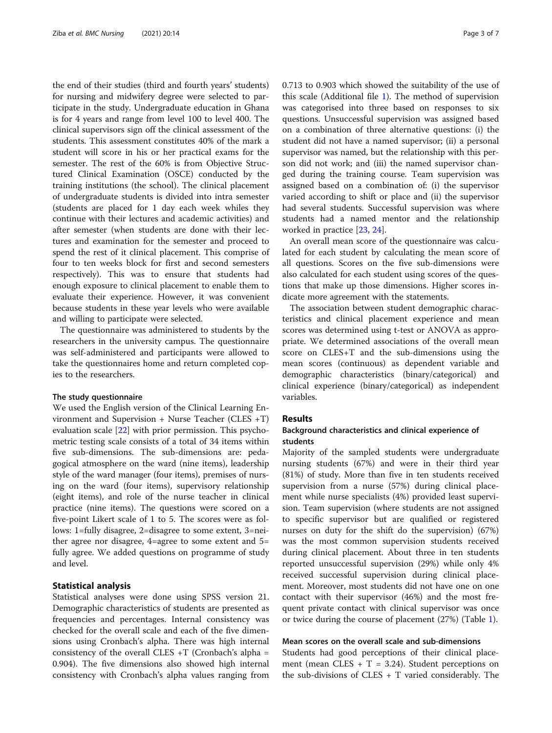the end of their studies (third and fourth years' students) for nursing and midwifery degree were selected to participate in the study. Undergraduate education in Ghana is for 4 years and range from level 100 to level 400. The clinical supervisors sign off the clinical assessment of the students. This assessment constitutes 40% of the mark a student will score in his or her practical exams for the semester. The rest of the 60% is from Objective Structured Clinical Examination (OSCE) conducted by the training institutions (the school). The clinical placement of undergraduate students is divided into intra semester (students are placed for 1 day each week whiles they continue with their lectures and academic activities) and after semester (when students are done with their lectures and examination for the semester and proceed to spend the rest of it clinical placement. This comprise of four to ten weeks block for first and second semesters respectively). This was to ensure that students had enough exposure to clinical placement to enable them to evaluate their experience. However, it was convenient because students in these year levels who were available and willing to participate were selected.

The questionnaire was administered to students by the researchers in the university campus. The questionnaire was self-administered and participants were allowed to take the questionnaires home and return completed copies to the researchers.

#### The study questionnaire

We used the English version of the Clinical Learning Environment and Supervision + Nurse Teacher (CLES +T) evaluation scale [22] with prior permission. This psychometric testing scale consists of a total of 34 items within five sub-dimensions. The sub-dimensions are: pedagogical atmosphere on the ward (nine items), leadership style of the ward manager (four items), premises of nursing on the ward (four items), supervisory relationship (eight items), and role of the nurse teacher in clinical practice (nine items). The questions were scored on a five-point Likert scale of 1 to 5. The scores were as follows: 1=fully disagree, 2=disagree to some extent, 3=neither agree nor disagree, 4=agree to some extent and 5= fully agree. We added questions on programme of study and level.

### Statistical analysis

Statistical analyses were done using SPSS version 21. Demographic characteristics of students are presented as frequencies and percentages. Internal consistency was checked for the overall scale and each of the five dimensions using Cronbach's alpha. There was high internal consistency of the overall CLES +T (Cronbach's alpha = 0.904). The five dimensions also showed high internal consistency with Cronbach's alpha values ranging from 0.713 to 0.903 which showed the suitability of the use of this scale (Additional file 1). The method of supervision was categorised into three based on responses to six questions. Unsuccessful supervision was assigned based on a combination of three alternative questions: (i) the student did not have a named supervisor; (ii) a personal supervisor was named, but the relationship with this person did not work; and (iii) the named supervisor changed during the training course. Team supervision was assigned based on a combination of: (i) the supervisor varied according to shift or place and (ii) the supervisor had several students. Successful supervision was where students had a named mentor and the relationship worked in practice [23, 24].

An overall mean score of the questionnaire was calculated for each student by calculating the mean score of all questions. Scores on the five sub-dimensions were also calculated for each student using scores of the questions that make up those dimensions. Higher scores indicate more agreement with the statements.

The association between student demographic characteristics and clinical placement experience and mean scores was determined using t-test or ANOVA as appropriate. We determined associations of the overall mean score on CLES+T and the sub-dimensions using the mean scores (continuous) as dependent variable and demographic characteristics (binary/categorical) and clinical experience (binary/categorical) as independent variables.

## Results

### Background characteristics and clinical experience of students

Majority of the sampled students were undergraduate nursing students (67%) and were in their third year (81%) of study. More than five in ten students received supervision from a nurse (57%) during clinical placement while nurse specialists (4%) provided least supervision. Team supervision (where students are not assigned to specific supervisor but are qualified or registered nurses on duty for the shift do the supervision) (67%) was the most common supervision students received during clinical placement. About three in ten students reported unsuccessful supervision (29%) while only 4% received successful supervision during clinical placement. Moreover, most students did not have one on one contact with their supervisor (46%) and the most frequent private contact with clinical supervisor was once or twice during the course of placement (27%) (Table 1).

### Mean scores on the overall scale and sub-dimensions

Students had good perceptions of their clinical placement (mean CLES + T = 3.24). Student perceptions on the sub-divisions of CLES + T varied considerably. The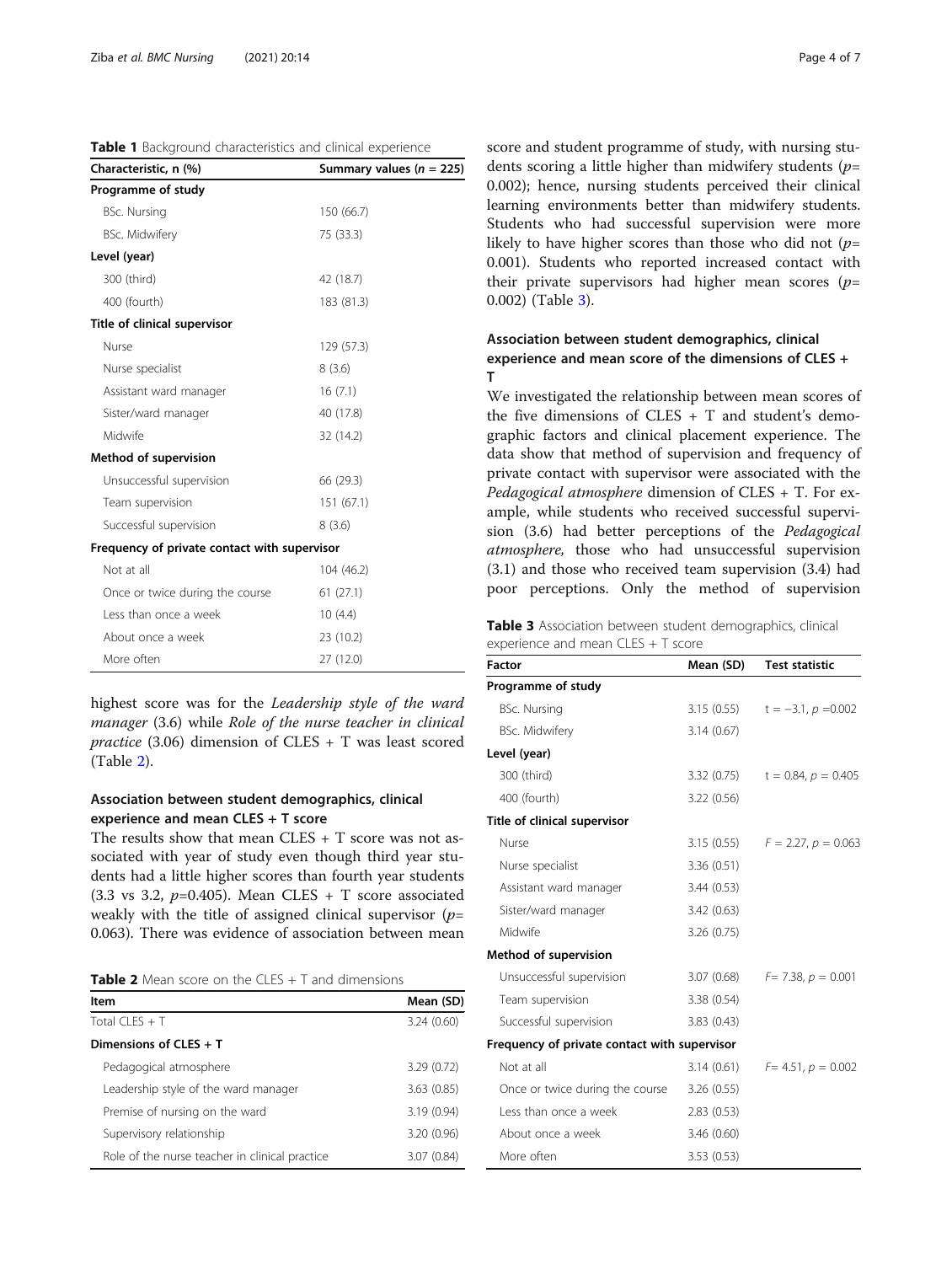**Table 1** Background characteristics and clinical experience

| Characteristic, n (%) | Summary values ($n$ = 225) |
|---|---|
| **Programme of study** | |
| BSc. Nursing | 150 (66.7) |
| BSc. Midwifery | 75 (33.3) |
| **Level (year)** | |
| 300 (third) | 42 (18.7) |
| 400 (fourth) | 183 (81.3) |
| **Title of clinical supervisor** | |
| Nurse | 129 (57.3) |
| Nurse specialist | 8 (3.6) |
| Assistant ward manager | 16 (7.1) |
| Sister/ward manager | 40 (17.8) |
| Midwife | 32 (14.2) |
| **Method of supervision** | |
| Unsuccessful supervision | 66 (29.3) |
| Team supervision | 151 (67.1) |
| Successful supervision | 8 (3.6) |
| **Frequency of private contact with supervisor** | |
| Not at all | 104 (46.2) |
| Once or twice during the course | 61 (27.1) |
| Less than once a week | 10 (4.4) |
| About once a week | 23 (10.2) |
| More often | 27 (12.0) |

highest score was for the *Leadership style of the ward manager* (3.6) while *Role of the nurse teacher in clinical practice* (3.06) dimension of CLES + T was least scored (Table 2).

## Association between student demographics, clinical experience and mean CLES + T score

The results show that mean CLES + T score was not associated with year of study even though third year students had a little higher scores than fourth year students (3.3 vs 3.2, $p$=0.405). Mean CLES + T score associated weakly with the title of assigned clinical supervisor ($p$= 0.063). There was evidence of association between mean score and student programme of study, with nursing students scoring a little higher than midwifery students ($p$= 0.002); hence, nursing students perceived their clinical learning environments better than midwifery students. Students who had successful supervision were more likely to have higher scores than those who did not ($p$= 0.001). Students who reported increased contact with their private supervisors had higher mean scores ($p$= 0.002) (Table 3).

**Table 2** Mean score on the CLES + T and dimensions

| Item | Mean (SD) |
|---|---|
| Total CLES + T | 3.24 (0.60) |
| **Dimensions of CLES + T** | |
| Pedagogical atmosphere | 3.29 (0.72) |
| Leadership style of the ward manager | 3.63 (0.85) |
| Premise of nursing on the ward | 3.19 (0.94) |
| Supervisory relationship | 3.20 (0.96) |
| Role of the nurse teacher in clinical practice | 3.07 (0.84) |

## Association between student demographics, clinical experience and mean score of the dimensions of CLES + T

We investigated the relationship between mean scores of the five dimensions of CLES + T and student's demographic factors and clinical placement experience. The data show that method of supervision and frequency of private contact with supervisor were associated with the *Pedagogical atmosphere* dimension of CLES + T. For example, while students who received successful supervision (3.6) had better perceptions of the *Pedagogical atmosphere*, those who had unsuccessful supervision (3.1) and those who received team supervision (3.4) had poor perceptions. Only the method of supervision

**Table 3** Association between student demographics, clinical experience and mean CLES + T score

| Factor | Mean (SD) | Test statistic |
|---|---|---|
| **Programme of study** | | |
| BSc. Nursing | 3.15 (0.55) | $t = -3.1$, $p$ =0.002 |
| BSc. Midwifery | 3.14 (0.67) | |
| **Level (year)** | | |
| 300 (third) | 3.32 (0.75) | $t = 0.84$, $p = 0.405$ |
| 400 (fourth) | 3.22 (0.56) | |
| **Title of clinical supervisor** | | |
| Nurse | 3.15 (0.55) | $F = 2.27$, $p = 0.063$ |
| Nurse specialist | 3.36 (0.51) | |
| Assistant ward manager | 3.44 (0.53) | |
| Sister/ward manager | 3.42 (0.63) | |
| Midwife | 3.26 (0.75) | |
| **Method of supervision** | | |
| Unsuccessful supervision | 3.07 (0.68) | $F$= 7.38, $p = 0.001$ |
| Team supervision | 3.38 (0.54) | |
| Successful supervision | 3.83 (0.43) | |
| **Frequency of private contact with supervisor** | | |
| Not at all | 3.14 (0.61) | $F$= 4.51, $p = 0.002$ |
| Once or twice during the course | 3.26 (0.55) | |
| Less than once a week | 2.83 (0.53) | |
| About once a week | 3.46 (0.60) | |
| More often | 3.53 (0.53) | |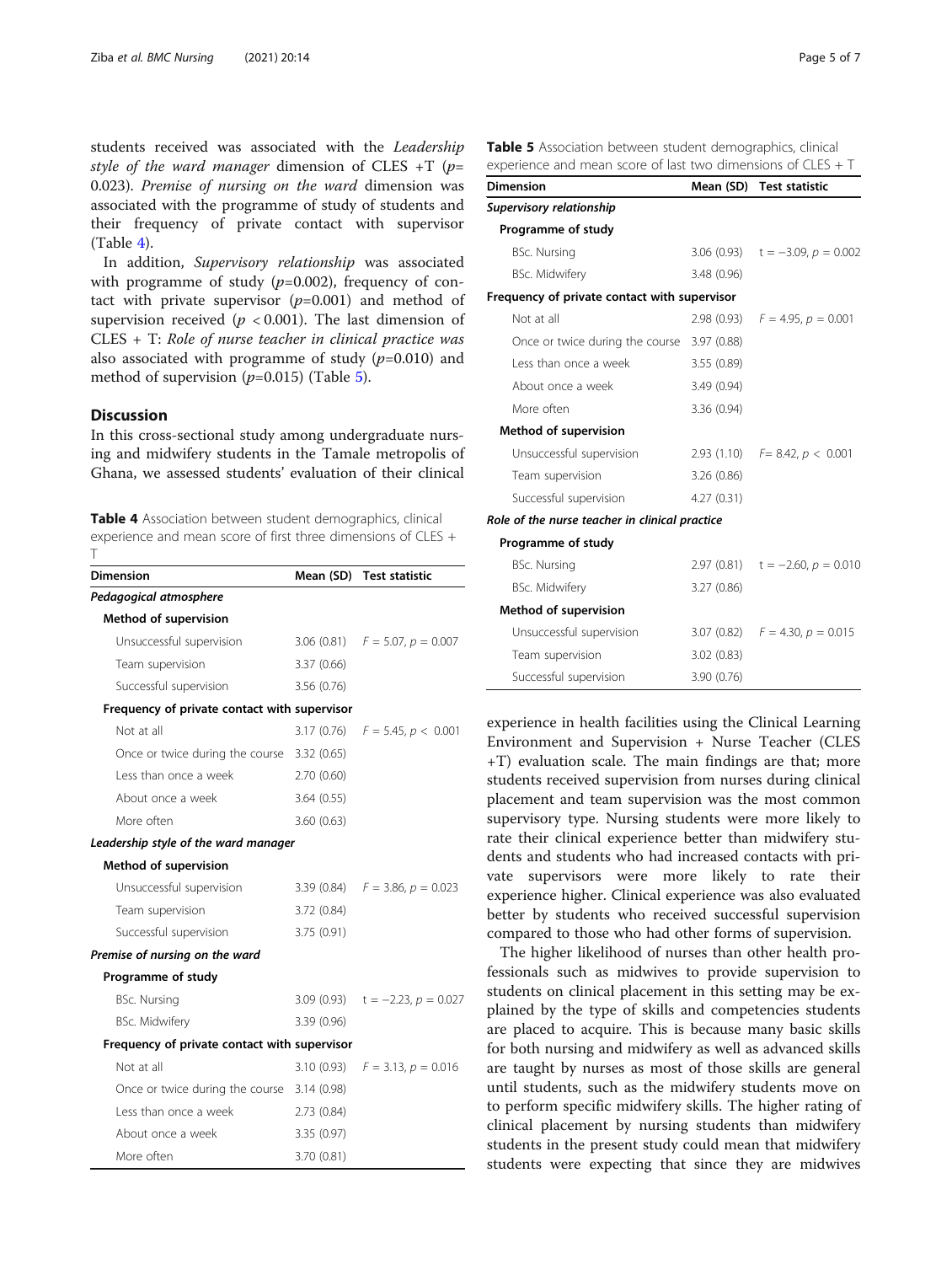students received was associated with the *Leadership style of the ward manager* dimension of CLES +T ($p$= 0.023). *Premise of nursing on the ward* dimension was associated with the programme of study of students and their frequency of private contact with supervisor (Table 4).

In addition, *Supervisory relationship* was associated with programme of study ($p$=0.002), frequency of contact with private supervisor ($p$=0.001) and method of supervision received ($p < 0.001$). The last dimension of CLES + T: *Role of nurse teacher in clinical practice was* also associated with programme of study ($p$=0.010) and method of supervision ($p$=0.015) (Table 5).

## Discussion

In this cross-sectional study among undergraduate nursing and midwifery students in the Tamale metropolis of Ghana, we assessed students' evaluation of their clinical experience in health facilities using the Clinical Learning Environment and Supervision + Nurse Teacher (CLES +T) evaluation scale. The main findings are that; more students received supervision from nurses during clinical placement and team supervision was the most common supervisory type. Nursing students were more likely to rate their clinical experience better than midwifery students and students who had increased contacts with private supervisors were more likely to rate their experience higher. Clinical experience was also evaluated better by students who received successful supervision compared to those who had other forms of supervision.

The higher likelihood of nurses than other health professionals such as midwives to provide supervision to students on clinical placement in this setting may be explained by the type of skills and competencies students are placed to acquire. This is because many basic skills for both nursing and midwifery as well as advanced skills are taught by nurses as most of those skills are general until students, such as the midwifery students move on to perform specific midwifery skills. The higher rating of clinical placement by nursing students than midwifery students in the present study could mean that midwifery students were expecting that since they are midwives

**Table 4** Association between student demographics, clinical experience and mean score of first three dimensions of CLES + T

| Dimension | Mean (SD) | Test statistic |
|---|---|---|
| ***Pedagogical atmosphere*** | | |
| **Method of supervision** | | |
| Unsuccessful supervision | 3.06 (0.81) | $F = 5.07$, $p = 0.007$ |
| Team supervision | 3.37 (0.66) | |
| Successful supervision | 3.56 (0.76) | |
| **Frequency of private contact with supervisor** | | |
| Not at all | 3.17 (0.76) | $F = 5.45$, $p < 0.001$ |
| Once or twice during the course | 3.32 (0.65) | |
| Less than once a week | 2.70 (0.60) | |
| About once a week | 3.64 (0.55) | |
| More often | 3.60 (0.63) | |
| ***Leadership style of the ward manager*** | | |
| **Method of supervision** | | |
| Unsuccessful supervision | 3.39 (0.84) | $F = 3.86$, $p = 0.023$ |
| Team supervision | 3.72 (0.84) | |
| Successful supervision | 3.75 (0.91) | |
| ***Premise of nursing on the ward*** | | |
| **Programme of study** | | |
| BSc. Nursing | 3.09 (0.93) | $t = -2.23$, $p = 0.027$ |
| BSc. Midwifery | 3.39 (0.96) | |
| **Frequency of private contact with supervisor** | | |
| Not at all | 3.10 (0.93) | $F = 3.13$, $p = 0.016$ |
| Once or twice during the course | 3.14 (0.98) | |
| Less than once a week | 2.73 (0.84) | |
| About once a week | 3.35 (0.97) | |
| More often | 3.70 (0.81) | |

**Table 5** Association between student demographics, clinical experience and mean score of last two dimensions of CLES + T

| Dimension | Mean (SD) | Test statistic |
|---|---|---|
| ***Supervisory relationship*** | | |
| **Programme of study** | | |
| BSc. Nursing | 3.06 (0.93) | $t = -3.09$, $p = 0.002$ |
| BSc. Midwifery | 3.48 (0.96) | |
| **Frequency of private contact with supervisor** | | |
| Not at all | 2.98 (0.93) | $F = 4.95$, $p = 0.001$ |
| Once or twice during the course | 3.97 (0.88) | |
| Less than once a week | 3.55 (0.89) | |
| About once a week | 3.49 (0.94) | |
| More often | 3.36 (0.94) | |
| **Method of supervision** | | |
| Unsuccessful supervision | 2.93 (1.10) | $F= 8.42$, $p < 0.001$ |
| Team supervision | 3.26 (0.86) | |
| Successful supervision | 4.27 (0.31) | |
| ***Role of the nurse teacher in clinical practice*** | | |
| **Programme of study** | | |
| BSc. Nursing | 2.97 (0.81) | $t = -2.60$, $p = 0.010$ |
| BSc. Midwifery | 3.27 (0.86) | |
| **Method of supervision** | | |
| Unsuccessful supervision | 3.07 (0.82) | $F = 4.30$, $p = 0.015$ |
| Team supervision | 3.02 (0.83) | |
| Successful supervision | 3.90 (0.76) | |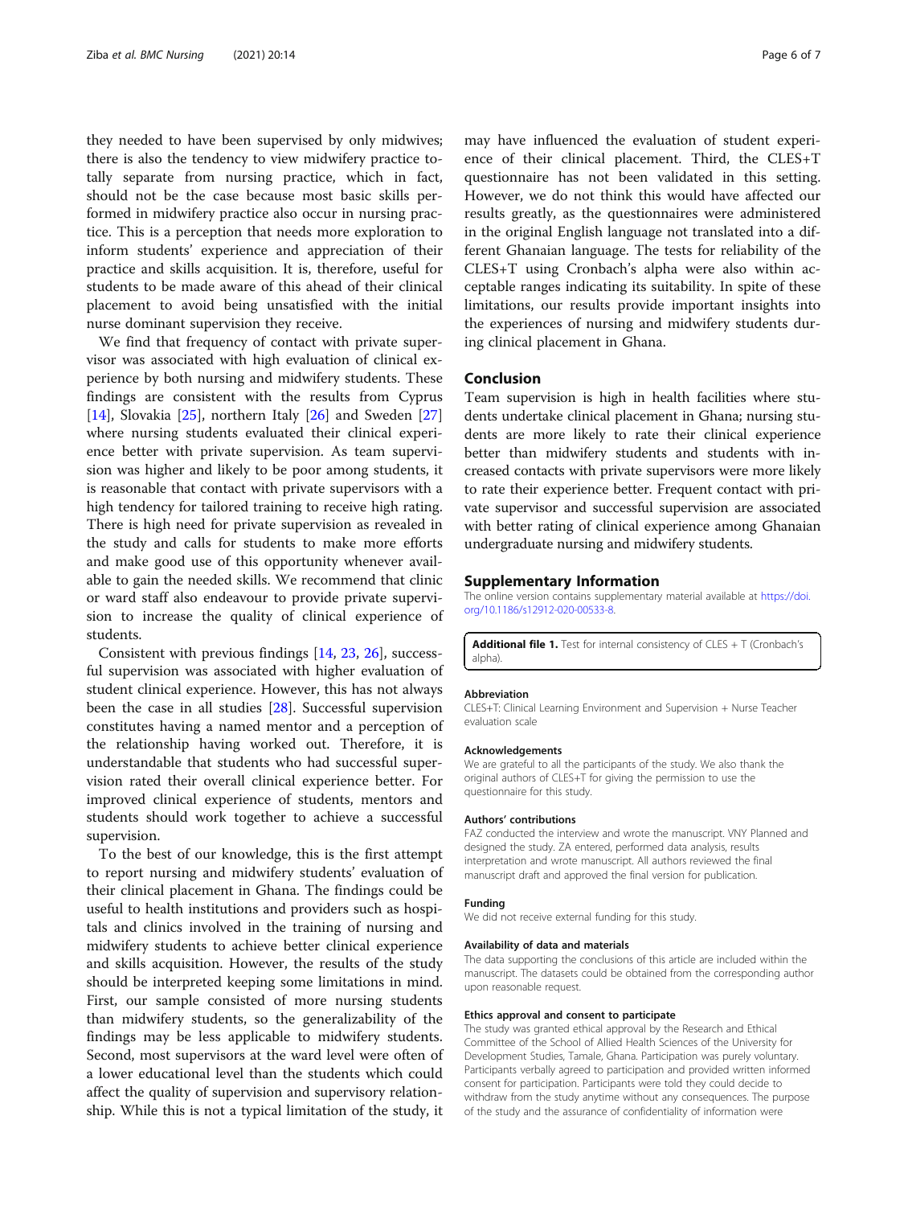they needed to have been supervised by only midwives; there is also the tendency to view midwifery practice totally separate from nursing practice, which in fact, should not be the case because most basic skills performed in midwifery practice also occur in nursing practice. This is a perception that needs more exploration to inform students' experience and appreciation of their practice and skills acquisition. It is, therefore, useful for students to be made aware of this ahead of their clinical placement to avoid being unsatisfied with the initial nurse dominant supervision they receive.

We find that frequency of contact with private supervisor was associated with high evaluation of clinical experience by both nursing and midwifery students. These findings are consistent with the results from Cyprus [14], Slovakia [25], northern Italy [26] and Sweden [27] where nursing students evaluated their clinical experience better with private supervision. As team supervision was higher and likely to be poor among students, it is reasonable that contact with private supervisors with a high tendency for tailored training to receive high rating. There is high need for private supervision as revealed in the study and calls for students to make more efforts and make good use of this opportunity whenever available to gain the needed skills. We recommend that clinic or ward staff also endeavour to provide private supervision to increase the quality of clinical experience of students.

Consistent with previous findings [14, 23, 26], successful supervision was associated with higher evaluation of student clinical experience. However, this has not always been the case in all studies [28]. Successful supervision constitutes having a named mentor and a perception of the relationship having worked out. Therefore, it is understandable that students who had successful supervision rated their overall clinical experience better. For improved clinical experience of students, mentors and students should work together to achieve a successful supervision.

To the best of our knowledge, this is the first attempt to report nursing and midwifery students' evaluation of their clinical placement in Ghana. The findings could be useful to health institutions and providers such as hospitals and clinics involved in the training of nursing and midwifery students to achieve better clinical experience and skills acquisition. However, the results of the study should be interpreted keeping some limitations in mind. First, our sample consisted of more nursing students than midwifery students, so the generalizability of the findings may be less applicable to midwifery students. Second, most supervisors at the ward level were often of a lower educational level than the students which could affect the quality of supervision and supervisory relationship. While this is not a typical limitation of the study, it may have influenced the evaluation of student experience of their clinical placement. Third, the CLES+T questionnaire has not been validated in this setting. However, we do not think this would have affected our results greatly, as the questionnaires were administered in the original English language not translated into a different Ghanaian language. The tests for reliability of the CLES+T using Cronbach's alpha were also within acceptable ranges indicating its suitability. In spite of these limitations, our results provide important insights into the experiences of nursing and midwifery students during clinical placement in Ghana.

## Conclusion

Team supervision is high in health facilities where students undertake clinical placement in Ghana; nursing students are more likely to rate their clinical experience better than midwifery students and students with increased contacts with private supervisors were more likely to rate their experience better. Frequent contact with private supervisor and successful supervision are associated with better rating of clinical experience among Ghanaian undergraduate nursing and midwifery students.

## Supplementary Information

The online version contains supplementary material available at https://doi.org/10.1186/s12912-020-00533-8.

**Additional file 1.** Test for internal consistency of CLES + T (Cronbach's alpha).

### Abbreviation

CLES+T: Clinical Learning Environment and Supervision + Nurse Teacher evaluation scale

### Acknowledgements

We are grateful to all the participants of the study. We also thank the original authors of CLES+T for giving the permission to use the questionnaire for this study.

### Authors' contributions

FAZ conducted the interview and wrote the manuscript. VNY Planned and designed the study. ZA entered, performed data analysis, results interpretation and wrote manuscript. All authors reviewed the final manuscript draft and approved the final version for publication.

### Funding

We did not receive external funding for this study.

### Availability of data and materials

The data supporting the conclusions of this article are included within the manuscript. The datasets could be obtained from the corresponding author upon reasonable request.

### Ethics approval and consent to participate

The study was granted ethical approval by the Research and Ethical Committee of the School of Allied Health Sciences of the University for Development Studies, Tamale, Ghana. Participation was purely voluntary. Participants verbally agreed to participation and provided written informed consent for participation. Participants were told they could decide to withdraw from the study anytime without any consequences. The purpose of the study and the assurance of confidentiality of information were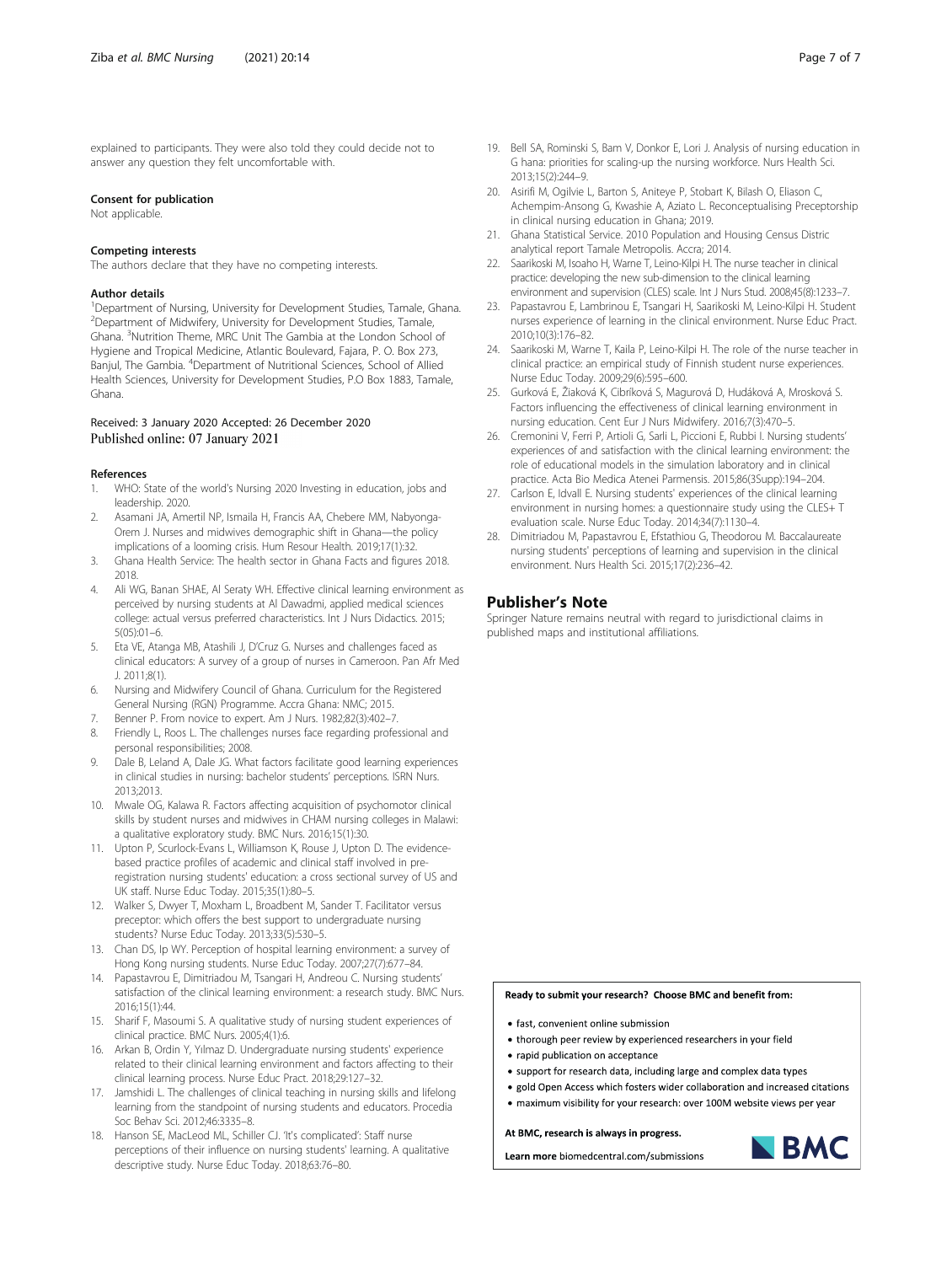explained to participants. They were also told they could decide not to answer any question they felt uncomfortable with.

#### Consent for publication
Not applicable.

#### Competing interests
The authors declare that they have no competing interests.

#### Author details
[1]Department of Nursing, University for Development Studies, Tamale, Ghana. [2]Department of Midwifery, University for Development Studies, Tamale, Ghana. [3]Nutrition Theme, MRC Unit The Gambia at the London School of Hygiene and Tropical Medicine, Atlantic Boulevard, Fajara, P. O. Box 273, Banjul, The Gambia. [4]Department of Nutritional Sciences, School of Allied Health Sciences, University for Development Studies, P.O Box 1883, Tamale, Ghana.

Received: 3 January 2020 Accepted: 26 December 2020
Published online: 07 January 2021

#### References

1. WHO: State of the world's Nursing 2020 Investing in education, jobs and leadership. 2020.
2. Asamani JA, Amertil NP, Ismaila H, Francis AA, Chebere MM, Nabyonga-Orem J. Nurses and midwives demographic shift in Ghana—the policy implications of a looming crisis. Hum Resour Health. 2019;17(1):32.
3. Ghana Health Service: The health sector in Ghana Facts and figures 2018. 2018.
4. Ali WG, Banan SHAE, Al Seraty WH. Effective clinical learning environment as perceived by nursing students at Al Dawadmi, applied medical sciences college: actual versus preferred characteristics. Int J Nurs Didactics. 2015; 5(05):01–6.
5. Eta VE, Atanga MB, Atashili J, D'Cruz G. Nurses and challenges faced as clinical educators: A survey of a group of nurses in Cameroon. Pan Afr Med J. 2011;8(1).
6. Nursing and Midwifery Council of Ghana. Curriculum for the Registered General Nursing (RGN) Programme. Accra Ghana: NMC; 2015.
7. Benner P. From novice to expert. Am J Nurs. 1982;82(3):402–7.
8. Friendly L, Roos L. The challenges nurses face regarding professional and personal responsibilities; 2008.
9. Dale B, Leland A, Dale JG. What factors facilitate good learning experiences in clinical studies in nursing: bachelor students' perceptions. ISRN Nurs. 2013;2013.
10. Mwale OG, Kalawa R. Factors affecting acquisition of psychomotor clinical skills by student nurses and midwives in CHAM nursing colleges in Malawi: a qualitative exploratory study. BMC Nurs. 2016;15(1):30.
11. Upton P, Scurlock-Evans L, Williamson K, Rouse J, Upton D. The evidence-based practice profiles of academic and clinical staff involved in pre-registration nursing students' education: a cross sectional survey of US and UK staff. Nurse Educ Today. 2015;35(1):80–5.
12. Walker S, Dwyer T, Moxham L, Broadbent M, Sander T. Facilitator versus preceptor: which offers the best support to undergraduate nursing students? Nurse Educ Today. 2013;33(5):530–5.
13. Chan DS, Ip WY. Perception of hospital learning environment: a survey of Hong Kong nursing students. Nurse Educ Today. 2007;27(7):677–84.
14. Papastavrou E, Dimitriadou M, Tsangari H, Andreou C. Nursing students' satisfaction of the clinical learning environment: a research study. BMC Nurs. 2016;15(1):44.
15. Sharif F, Masoumi S. A qualitative study of nursing student experiences of clinical practice. BMC Nurs. 2005;4(1):6.
16. Arkan B, Ordin Y, Yılmaz D. Undergraduate nursing students' experience related to their clinical learning environment and factors affecting to their clinical learning process. Nurse Educ Pract. 2018;29:127–32.
17. Jamshidi L. The challenges of clinical teaching in nursing skills and lifelong learning from the standpoint of nursing students and educators. Procedia Soc Behav Sci. 2012;46:3335–8.
18. Hanson SE, MacLeod ML, Schiller CJ. 'It's complicated': Staff nurse perceptions of their influence on nursing students' learning. A qualitative descriptive study. Nurse Educ Today. 2018;63:76–80.
19. Bell SA, Rominski S, Bam V, Donkor E, Lori J. Analysis of nursing education in G hana: priorities for scaling-up the nursing workforce. Nurs Health Sci. 2013;15(2):244–9.
20. Asirifi M, Ogilvie L, Barton S, Aniteye P, Stobart K, Bilash O, Eliason C, Achempim-Ansong G, Kwashie A, Aziato L. Reconceptualising Preceptorship in clinical nursing education in Ghana; 2019.
21. Ghana Statistical Service. 2010 Population and Housing Census Distric analytical report Tamale Metropolis. Accra; 2014.
22. Saarikoski M, Isoaho H, Warne T, Leino-Kilpi H. The nurse teacher in clinical practice: developing the new sub-dimension to the clinical learning environment and supervision (CLES) scale. Int J Nurs Stud. 2008;45(8):1233–7.
23. Papastavrou E, Lambrinou E, Tsangari H, Saarikoski M, Leino-Kilpi H. Student nurses experience of learning in the clinical environment. Nurse Educ Pract. 2010;10(3):176–82.
24. Saarikoski M, Warne T, Kaila P, Leino-Kilpi H. The role of the nurse teacher in clinical practice: an empirical study of Finnish student nurse experiences. Nurse Educ Today. 2009;29(6):595–600.
25. Gurková E, Žiaková K, Cibríková S, Magurová D, Hudáková A, Mrosková S. Factors influencing the effectiveness of clinical learning environment in nursing education. Cent Eur J Nurs Midwifery. 2016;7(3):470–5.
26. Cremonini V, Ferri P, Artioli G, Sarli L, Piccioni E, Rubbi I. Nursing students' experiences of and satisfaction with the clinical learning environment: the role of educational models in the simulation laboratory and in clinical practice. Acta Bio Medica Atenei Parmensis. 2015;86(3Supp):194–204.
27. Carlson E, Idvall E. Nursing students' experiences of the clinical learning environment in nursing homes: a questionnaire study using the CLES+ T evaluation scale. Nurse Educ Today. 2014;34(7):1130–4.
28. Dimitriadou M, Papastavrou E, Efstathiou G, Theodorou M. Baccalaureate nursing students' perceptions of learning and supervision in the clinical environment. Nurs Health Sci. 2015;17(2):236–42.

## Publisher's Note
Springer Nature remains neutral with regard to jurisdictional claims in published maps and institutional affiliations.

**Ready to submit your research? Choose BMC and benefit from:**

- fast, convenient online submission
- thorough peer review by experienced researchers in your field
- rapid publication on acceptance
- support for research data, including large and complex data types
- gold Open Access which fosters wider collaboration and increased citations
- maximum visibility for your research: over 100M website views per year

**At BMC, research is always in progress.**

**Learn more** biomedcentral.com/submissions

BMC